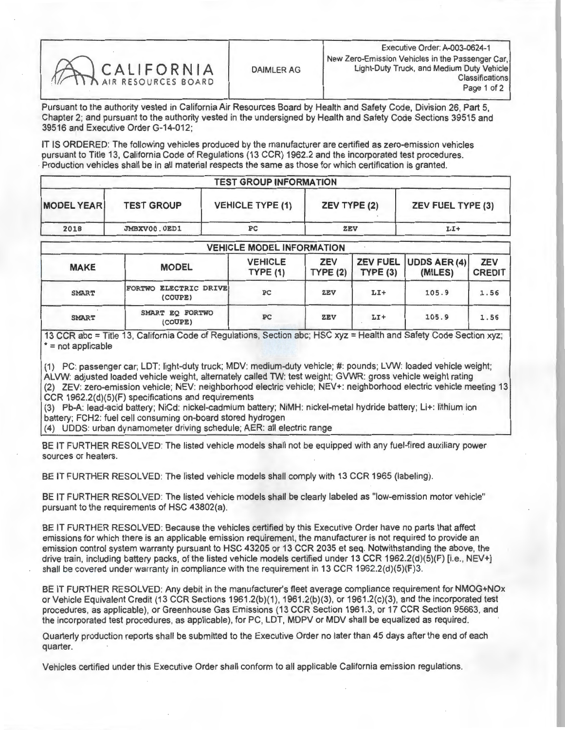| CALIFORNIA AIR RESOURCES BOARD | DAIMLER AG | Executive Order: A-003-0624-1<br>New Zero-Emission Vehicles in the Passenger Car, Light-Duty Truck, and Medium Duty Vehicle Classifications |
|---|---|---|

Pursuant to the authority vested in California Air Resources Board by Health and Safety Code, Division 26, Part 5, Chapter 2; and pursuant to the authority vested in the undersigned by Health and Safety Code Sections 39515 and 39516 and Executive Order G-14-012;

IT IS ORDERED: The following vehicles produced by the manufacturer are certified as zero-emission vehicles pursuant to Title 13, California Code of Regulations (13 CCR) 1962.2 and the incorporated test procedures. Production vehicles shall be in all material respects the same as those for which certification is granted.

| TEST GROUP INFORMATION | | | | |
|---|---|---|---|---|
| **MODEL YEAR** | **TEST GROUP** | **VEHICLE TYPE (1)** | **ZEV TYPE (2)** | **ZEV FUEL TYPE (3)** |
| 2018 | JMBXV00.0ED1 | PC | ZEV | LI+ |

| VEHICLE MODEL INFORMATION | | | | | | |
|---|---|---|---|---|---|---|
| **MAKE** | **MODEL** | **VEHICLE TYPE (1)** | **ZEV TYPE (2)** | **ZEV FUEL TYPE (3)** | **UDDS AER (4) (MILES)** | **ZEV CREDIT** |
| SMART | FORTWO ELECTRIC DRIVE (COUPE) | PC | ZEV | LI+ | 105.9 | 1.56 |
| SMART | SMART EQ FORTWO (COUPE) | PC | ZEV | LI+ | 105.9 | 1.56 |

13 CCR abc = Title 13, California Code of Regulations, Section abc; HSC xyz = Health and Safety Code Section xyz; * = not applicable

(1) PC: passenger car; LDT: light-duty truck; MDV: medium-duty vehicle; #: pounds; LVW: loaded vehicle weight; ALVW: adjusted loaded vehicle weight, alternately called TW: test weight; GVWR: gross vehicle weight rating
(2) ZEV: zero-emission vehicle; NEV: neighborhood electric vehicle; NEV+: neighborhood electric vehicle meeting 13 CCR 1962.2(d)(5)(F) specifications and requirements
(3) Pb-A: lead-acid battery; NiCd: nickel-cadmium battery; NiMH: nickel-metal hydride battery; Li+: lithium ion battery; FCH2: fuel cell consuming on-board stored hydrogen
(4) UDDS: urban dynamometer driving schedule; AER: all electric range

BE IT FURTHER RESOLVED: The listed vehicle models shall not be equipped with any fuel-fired auxiliary power sources or heaters.

BE IT FURTHER RESOLVED: The listed vehicle models shall comply with 13 CCR 1965 (labeling).

BE IT FURTHER RESOLVED: The listed vehicle models shall be clearly labeled as "low-emission motor vehicle" pursuant to the requirements of HSC 43802(a).

BE IT FURTHER RESOLVED: Because the vehicles certified by this Executive Order have no parts that affect emissions for which there is an applicable emission requirement, the manufacturer is not required to provide an emission control system warranty pursuant to HSC 43205 or 13 CCR 2035 et seq. Notwithstanding the above, the drive train, including battery packs, of the listed vehicle models certified under 13 CCR 1962.2(d)(5)(F) [i.e., NEV+] shall be covered under warranty in compliance with the requirement in 13 CCR 1962.2(d)(5)(F)3.

BE IT FURTHER RESOLVED: Any debit in the manufacturer's fleet average compliance requirement for NMOG+NOx or Vehicle Equivalent Credit (13 CCR Sections 1961.2(b)(1), 1961.2(b)(3), or 1961.2(c)(3), and the incorporated test procedures, as applicable), or Greenhouse Gas Emissions (13 CCR Section 1961.3, or 17 CCR Section 95663, and the incorporated test procedures, as applicable), for PC, LDT, MDPV or MDV shall be equalized as required.

Quarterly production reports shall be submitted to the Executive Order no later than 45 days after the end of each quarter.

Vehicles certified under this Executive Order shall conform to all applicable California emission regulations.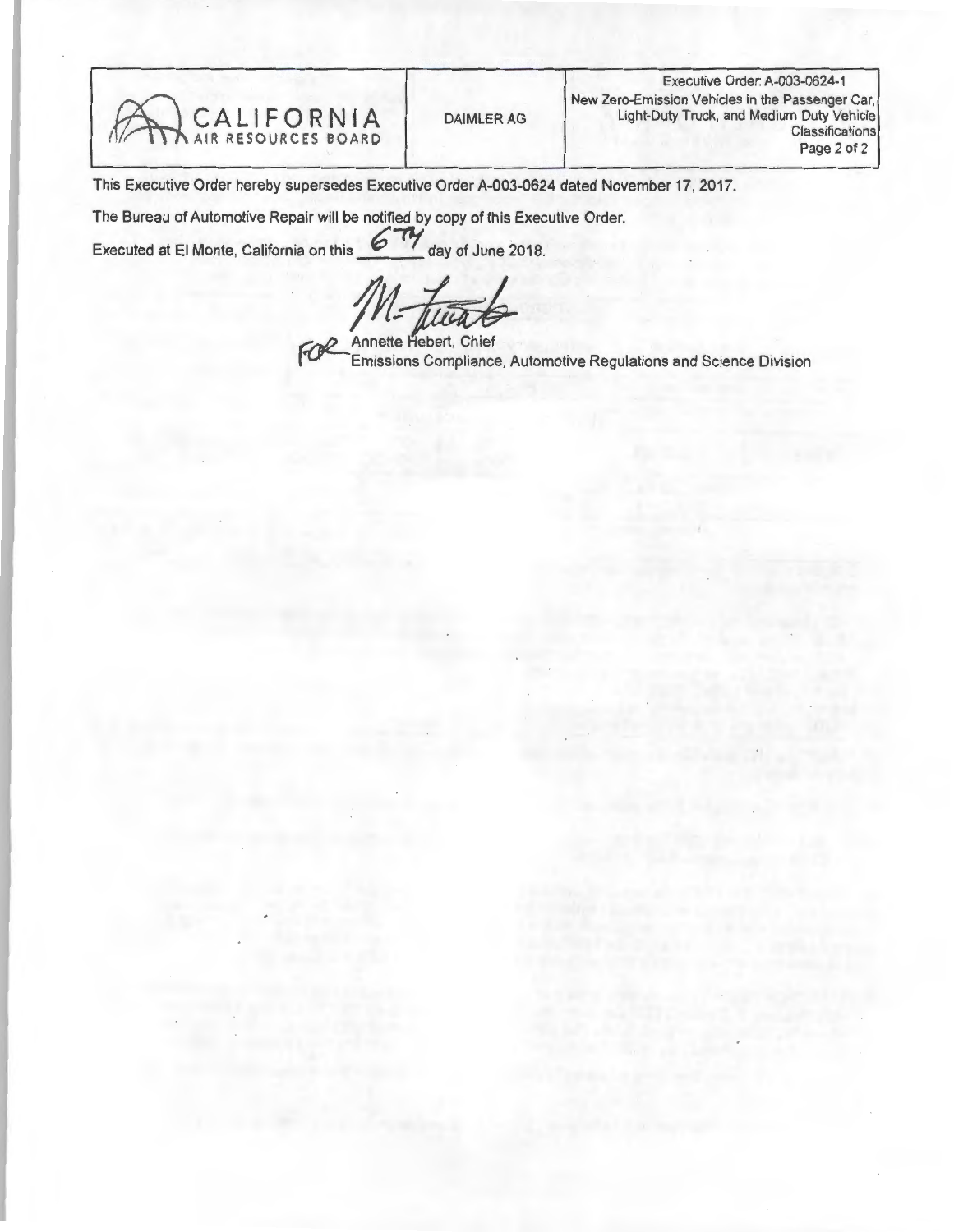This Executive Order hereby supersedes Executive Order A-003-0624 dated November 17, 2017.

The Bureau of Automotive Repair will be notified by copy of this Executive Order.

Executed at El Monte, California on this 6TH day of June 2018.

FOR Annette Hebert, Chief
Emissions Compliance, Automotive Regulations and Science Division